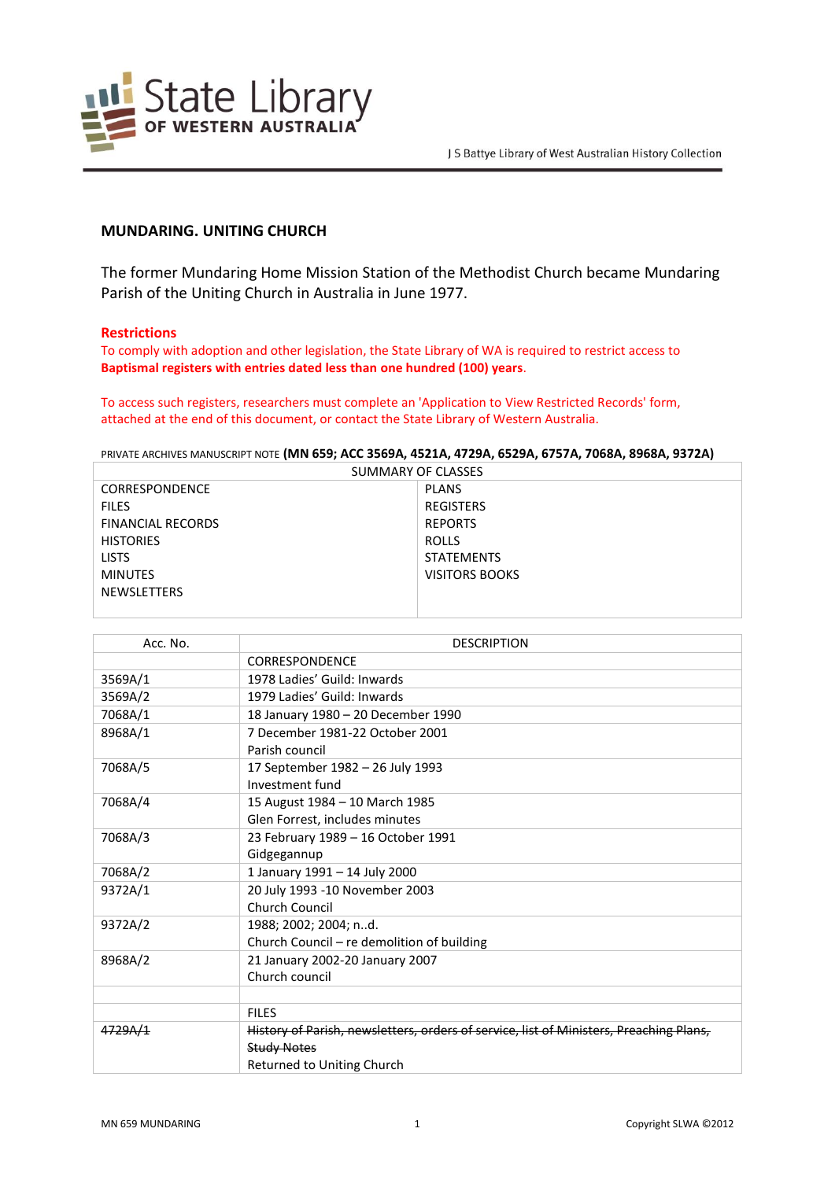State Library OF WESTERN AUSTRALIA

J S Battye Library of West Australian History Collection

# MUNDARING. UNITING CHURCH

The former Mundaring Home Mission Station of the Methodist Church became Mundaring Parish of the Uniting Church in Australia in June 1977.

**Restrictions**

To comply with adoption and other legislation, the State Library of WA is required to restrict access to **Baptismal registers with entries dated less than one hundred (100) years**.

To access such registers, researchers must complete an 'Application to View Restricted Records' form, attached at the end of this document, or contact the State Library of Western Australia.

PRIVATE ARCHIVES MANUSCRIPT NOTE **(MN 659; ACC 3569A, 4521A, 4729A, 6529A, 6757A, 7068A, 8968A, 9372A)**

| SUMMARY OF CLASSES | |
|---|---|
| CORRESPONDENCE | PLANS |
| FILES | REGISTERS |
| FINANCIAL RECORDS | REPORTS |
| HISTORIES | ROLLS |
| LISTS | STATEMENTS |
| MINUTES | VISITORS BOOKS |
| NEWSLETTERS | |

| Acc. No. | DESCRIPTION |
|---|---|
| | CORRESPONDENCE |
| 3569A/1 | 1978 Ladies' Guild: Inwards |
| 3569A/2 | 1979 Ladies' Guild: Inwards |
| 7068A/1 | 18 January 1980 – 20 December 1990 |
| 8968A/1 | 7 December 1981-22 October 2001<br>Parish council |
| 7068A/5 | 17 September 1982 – 26 July 1993<br>Investment fund |
| 7068A/4 | 15 August 1984 – 10 March 1985<br>Glen Forrest, includes minutes |
| 7068A/3 | 23 February 1989 – 16 October 1991<br>Gidgegannup |
| 7068A/2 | 1 January 1991 – 14 July 2000 |
| 9372A/1 | 20 July 1993 -10 November 2003<br>Church Council |
| 9372A/2 | 1988; 2002; 2004; n..d.<br>Church Council – re demolition of building |
| 8968A/2 | 21 January 2002-20 January 2007<br>Church council |
| | |
| | FILES |
| ~~4729A/1~~ | ~~History of Parish, newsletters, orders of service, list of Ministers, Preaching Plans, Study Notes~~<br>Returned to Uniting Church |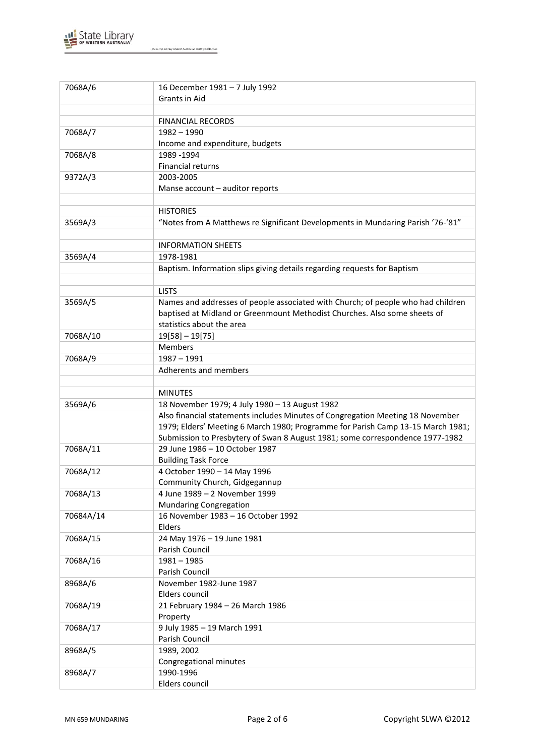| | |
|---|---|
| 7068A/6 | 16 December 1981 – 7 July 1992<br>Grants in Aid |
| | |
| | FINANCIAL RECORDS |
| 7068A/7 | 1982 – 1990<br>Income and expenditure, budgets |
| 7068A/8 | 1989 -1994<br>Financial returns |
| 9372A/3 | 2003-2005<br>Manse account – auditor reports |
| | |
| | HISTORIES |
| 3569A/3 | "Notes from A Matthews re Significant Developments in Mundaring Parish '76-'81" |
| | |
| | INFORMATION SHEETS |
| 3569A/4 | 1978-1981 |
| | Baptism. Information slips giving details regarding requests for Baptism |
| | |
| | LISTS |
| 3569A/5 | Names and addresses of people associated with Church; of people who had children baptised at Midland or Greenmount Methodist Churches. Also some sheets of statistics about the area |
| 7068A/10 | 19[58] – 19[75] |
| | Members |
| 7068A/9 | 1987 – 1991 |
| | Adherents and members |
| | |
| | MINUTES |
| 3569A/6 | 18 November 1979; 4 July 1980 – 13 August 1982 |
| | Also financial statements includes Minutes of Congregation Meeting 18 November 1979; Elders' Meeting 6 March 1980; Programme for Parish Camp 13-15 March 1981; Submission to Presbytery of Swan 8 August 1981; some correspondence 1977-1982 |
| 7068A/11 | 29 June 1986 – 10 October 1987<br>Building Task Force |
| 7068A/12 | 4 October 1990 – 14 May 1996<br>Community Church, Gidgegannup |
| 7068A/13 | 4 June 1989 – 2 November 1999<br>Mundaring Congregation |
| 70684A/14 | 16 November 1983 – 16 October 1992<br>Elders |
| 7068A/15 | 24 May 1976 – 19 June 1981<br>Parish Council |
| 7068A/16 | 1981 – 1985<br>Parish Council |
| 8968A/6 | November 1982-June 1987<br>Elders council |
| 7068A/19 | 21 February 1984 – 26 March 1986<br>Property |
| 7068A/17 | 9 July 1985 – 19 March 1991<br>Parish Council |
| 8968A/5 | 1989, 2002<br>Congregational minutes |
| 8968A/7 | 1990-1996<br>Elders council |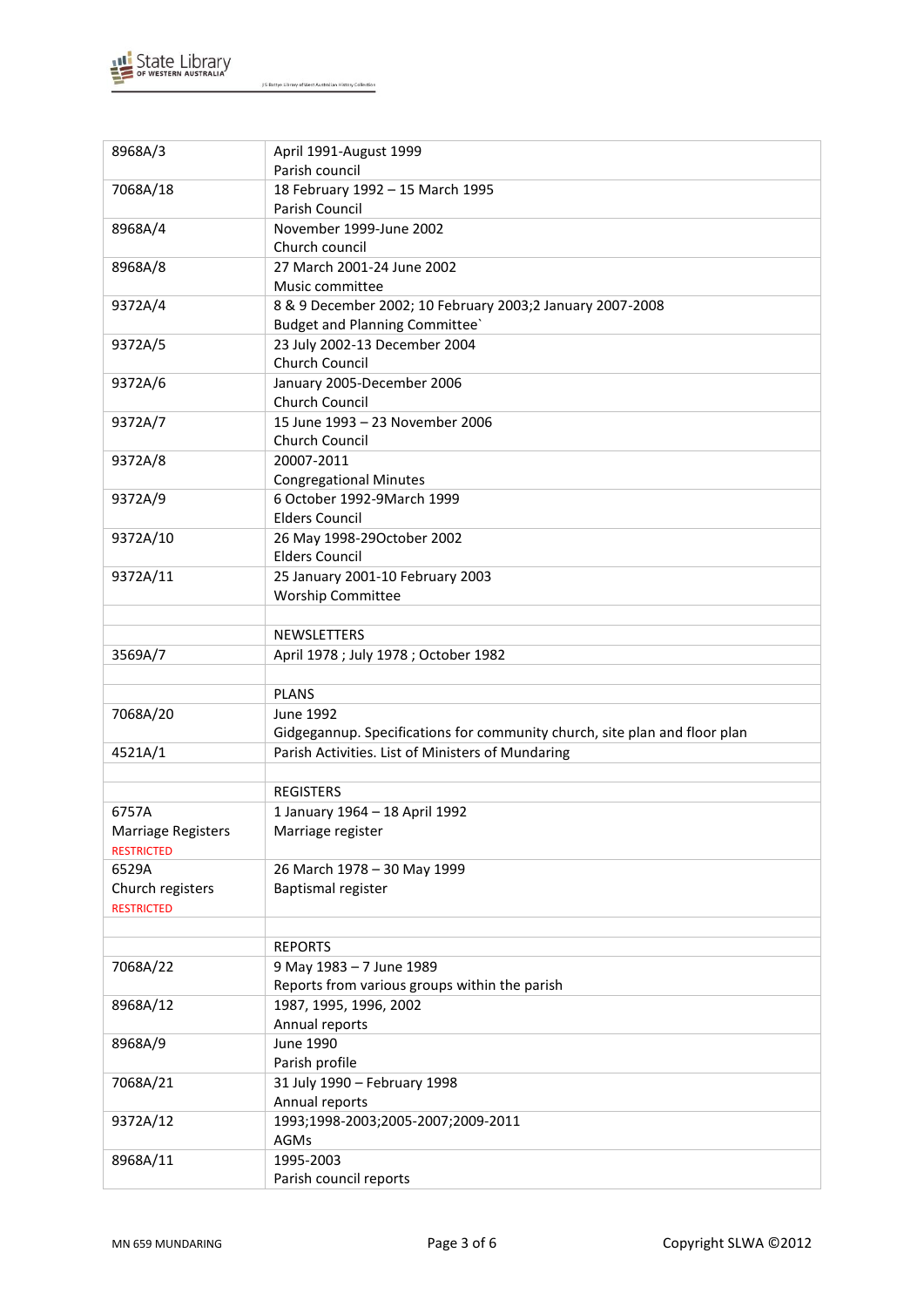| | |
|---|---|
| 8968A/3 | April 1991-August 1999<br>Parish council |
| 7068A/18 | 18 February 1992 – 15 March 1995<br>Parish Council |
| 8968A/4 | November 1999-June 2002<br>Church council |
| 8968A/8 | 27 March 2001-24 June 2002<br>Music committee |
| 9372A/4 | 8 & 9 December 2002; 10 February 2003;2 January 2007-2008<br>Budget and Planning Committee` |
| 9372A/5 | 23 July 2002-13 December 2004<br>Church Council |
| 9372A/6 | January 2005-December 2006<br>Church Council |
| 9372A/7 | 15 June 1993 – 23 November 2006<br>Church Council |
| 9372A/8 | 20007-2011<br>Congregational Minutes |
| 9372A/9 | 6 October 1992-9March 1999<br>Elders Council |
| 9372A/10 | 26 May 1998-29October 2002<br>Elders Council |
| 9372A/11 | 25 January 2001-10 February 2003<br>Worship Committee |
| | |
| | NEWSLETTERS |
| 3569A/7 | April 1978 ; July 1978 ; October 1982 |
| | |
| | PLANS |
| 7068A/20 | June 1992<br>Gidgegannup. Specifications for community church, site plan and floor plan |
| 4521A/1 | Parish Activities. List of Ministers of Mundaring |
| | |
| | REGISTERS |
| 6757A<br>Marriage Registers<br>RESTRICTED | 1 January 1964 – 18 April 1992<br>Marriage register |
| 6529A<br>Church registers<br>RESTRICTED | 26 March 1978 – 30 May 1999<br>Baptismal register |
| | |
| | REPORTS |
| 7068A/22 | 9 May 1983 – 7 June 1989<br>Reports from various groups within the parish |
| 8968A/12 | 1987, 1995, 1996, 2002<br>Annual reports |
| 8968A/9 | June 1990<br>Parish profile |
| 7068A/21 | 31 July 1990 – February 1998<br>Annual reports |
| 9372A/12 | 1993;1998-2003;2005-2007;2009-2011<br>AGMs |
| 8968A/11 | 1995-2003<br>Parish council reports |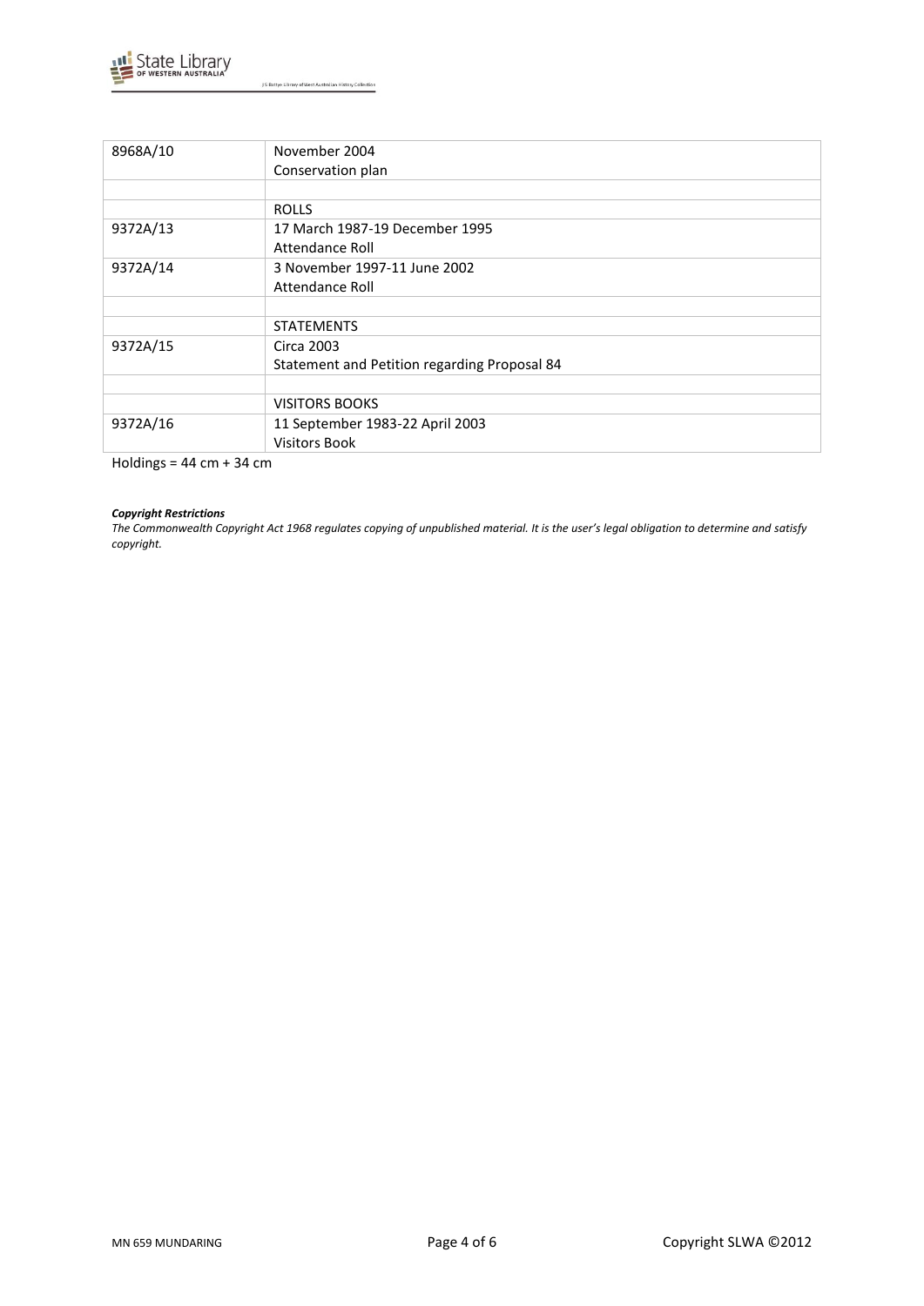| | |
|---|---|
| 8968A/10 | November 2004<br>Conservation plan |
| | |
| | ROLLS |
| 9372A/13 | 17 March 1987-19 December 1995<br>Attendance Roll |
| 9372A/14 | 3 November 1997-11 June 2002<br>Attendance Roll |
| | |
| | STATEMENTS |
| 9372A/15 | Circa 2003<br>Statement and Petition regarding Proposal 84 |
| | |
| | VISITORS BOOKS |
| 9372A/16 | 11 September 1983-22 April 2003<br>Visitors Book |

Holdings = 44 cm + 34 cm

***Copyright Restrictions***

*The Commonwealth Copyright Act 1968 regulates copying of unpublished material. It is the user's legal obligation to determine and satisfy copyright.*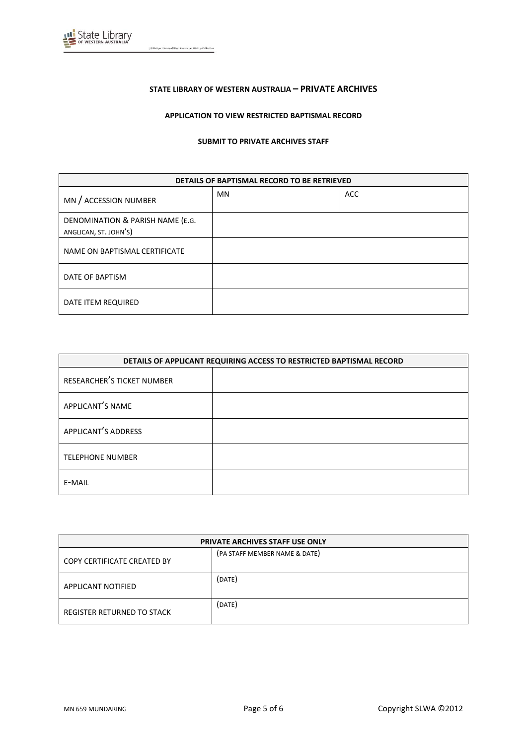**STATE LIBRARY OF WESTERN AUSTRALIA – PRIVATE ARCHIVES**

**APPLICATION TO VIEW RESTRICTED BAPTISMAL RECORD**

**SUBMIT TO PRIVATE ARCHIVES STAFF**

| DETAILS OF BAPTISMAL RECORD TO BE RETRIEVED | | |
|---|---|---|
| MN / ACCESSION NUMBER | MN | ACC |
| DENOMINATION & PARISH NAME (E.G. ANGLICAN, ST. JOHN'S) | | |
| NAME ON BAPTISMAL CERTIFICATE | | |
| DATE OF BAPTISM | | |
| DATE ITEM REQUIRED | | |

| DETAILS OF APPLICANT REQUIRING ACCESS TO RESTRICTED BAPTISMAL RECORD | |
|---|---|
| RESEARCHER'S TICKET NUMBER | |
| APPLICANT'S NAME | |
| APPLICANT'S ADDRESS | |
| TELEPHONE NUMBER | |
| E-MAIL | |

| PRIVATE ARCHIVES STAFF USE ONLY | |
|---|---|
| COPY CERTIFICATE CREATED BY | (PA STAFF MEMBER NAME & DATE) |
| APPLICANT NOTIFIED | (DATE) |
| REGISTER RETURNED TO STACK | (DATE) |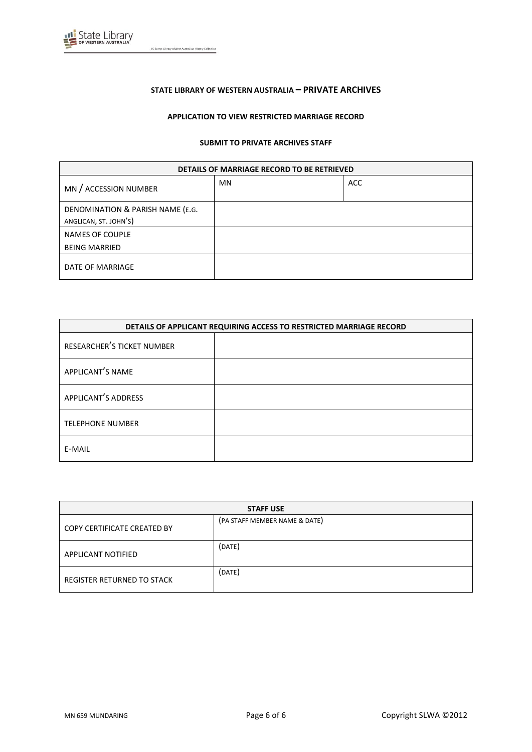**STATE LIBRARY OF WESTERN AUSTRALIA – PRIVATE ARCHIVES**

**APPLICATION TO VIEW RESTRICTED MARRIAGE RECORD**

**SUBMIT TO PRIVATE ARCHIVES STAFF**

| DETAILS OF MARRIAGE RECORD TO BE RETRIEVED | | |
|---|---|---|
| MN / ACCESSION NUMBER | MN | ACC |
| DENOMINATION & PARISH NAME (E.G. ANGLICAN, ST. JOHN'S) | | |
| NAMES OF COUPLE BEING MARRIED | | |
| DATE OF MARRIAGE | | |

| DETAILS OF APPLICANT REQUIRING ACCESS TO RESTRICTED MARRIAGE RECORD | |
|---|---|
| RESEARCHER'S TICKET NUMBER | |
| APPLICANT'S NAME | |
| APPLICANT'S ADDRESS | |
| TELEPHONE NUMBER | |
| E-MAIL | |

| STAFF USE | |
|---|---|
| COPY CERTIFICATE CREATED BY | (PA STAFF MEMBER NAME & DATE) |
| APPLICANT NOTIFIED | (DATE) |
| REGISTER RETURNED TO STACK | (DATE) |